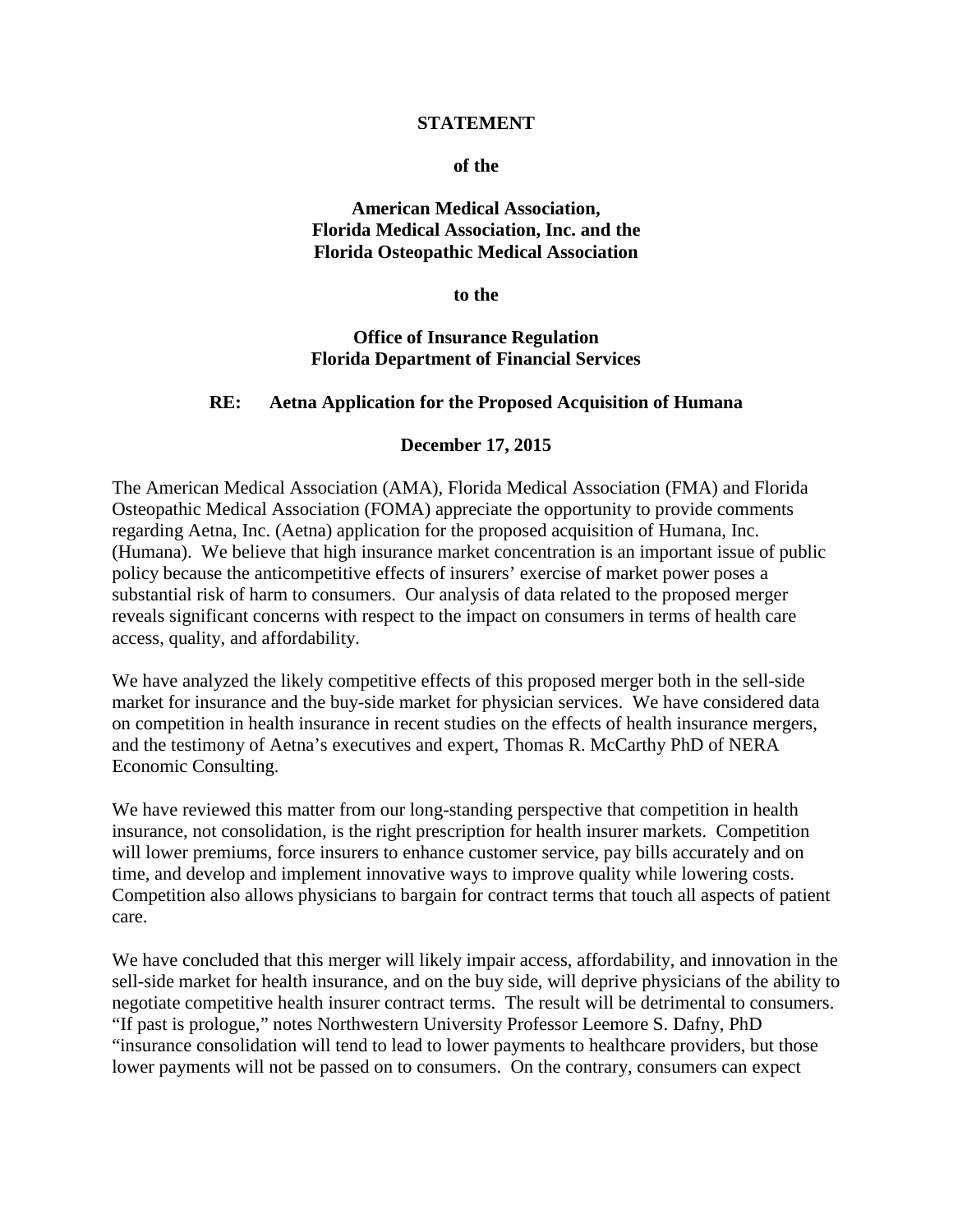**STATEMENT**

**of the**

**American Medical Association,**
**Florida Medical Association, Inc. and the**
**Florida Osteopathic Medical Association**

**to the**

**Office of Insurance Regulation**
**Florida Department of Financial Services**

**RE: Aetna Application for the Proposed Acquisition of Humana**

**December 17, 2015**

The American Medical Association (AMA), Florida Medical Association (FMA) and Florida Osteopathic Medical Association (FOMA) appreciate the opportunity to provide comments regarding Aetna, Inc. (Aetna) application for the proposed acquisition of Humana, Inc. (Humana). We believe that high insurance market concentration is an important issue of public policy because the anticompetitive effects of insurers' exercise of market power poses a substantial risk of harm to consumers. Our analysis of data related to the proposed merger reveals significant concerns with respect to the impact on consumers in terms of health care access, quality, and affordability.

We have analyzed the likely competitive effects of this proposed merger both in the sell-side market for insurance and the buy-side market for physician services. We have considered data on competition in health insurance in recent studies on the effects of health insurance mergers, and the testimony of Aetna's executives and expert, Thomas R. McCarthy PhD of NERA Economic Consulting.

We have reviewed this matter from our long-standing perspective that competition in health insurance, not consolidation, is the right prescription for health insurer markets. Competition will lower premiums, force insurers to enhance customer service, pay bills accurately and on time, and develop and implement innovative ways to improve quality while lowering costs. Competition also allows physicians to bargain for contract terms that touch all aspects of patient care.

We have concluded that this merger will likely impair access, affordability, and innovation in the sell-side market for health insurance, and on the buy side, will deprive physicians of the ability to negotiate competitive health insurer contract terms. The result will be detrimental to consumers. "If past is prologue," notes Northwestern University Professor Leemore S. Dafny, PhD "insurance consolidation will tend to lead to lower payments to healthcare providers, but those lower payments will not be passed on to consumers. On the contrary, consumers can expect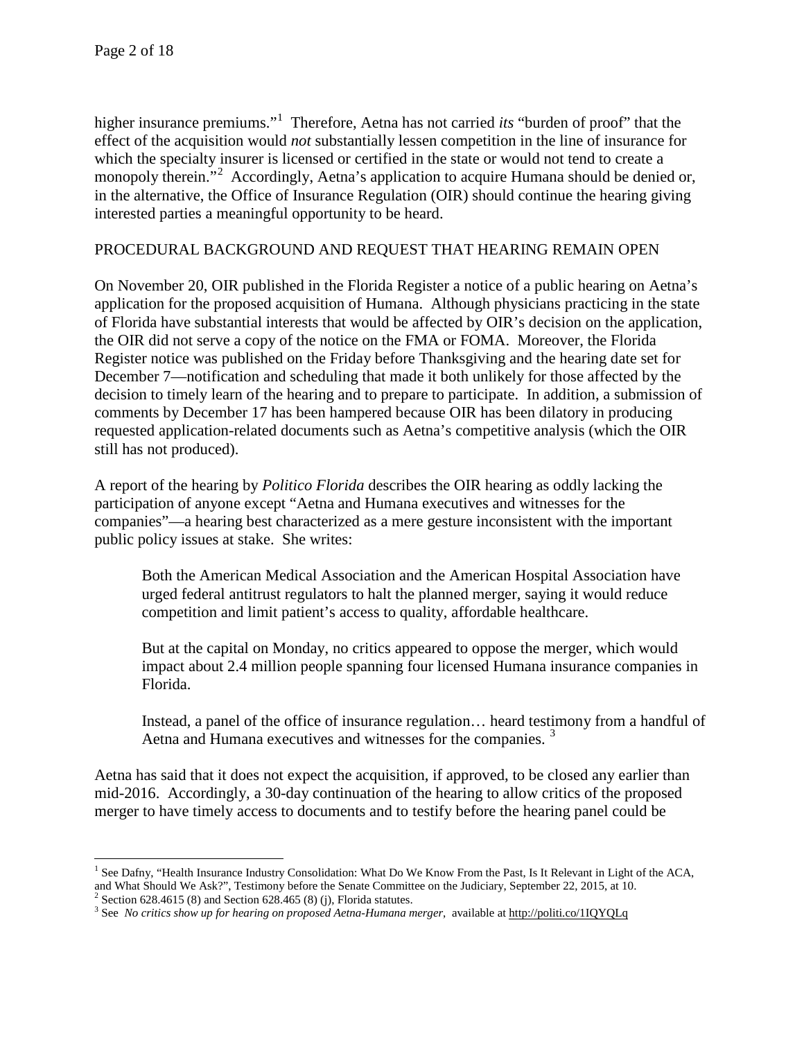higher insurance premiums."[1] Therefore, Aetna has not carried *its* "burden of proof" that the effect of the acquisition would *not* substantially lessen competition in the line of insurance for which the specialty insurer is licensed or certified in the state or would not tend to create a monopoly therein."[2] Accordingly, Aetna's application to acquire Humana should be denied or, in the alternative, the Office of Insurance Regulation (OIR) should continue the hearing giving interested parties a meaningful opportunity to be heard.

PROCEDURAL BACKGROUND AND REQUEST THAT HEARING REMAIN OPEN

On November 20, OIR published in the Florida Register a notice of a public hearing on Aetna's application for the proposed acquisition of Humana. Although physicians practicing in the state of Florida have substantial interests that would be affected by OIR's decision on the application, the OIR did not serve a copy of the notice on the FMA or FOMA. Moreover, the Florida Register notice was published on the Friday before Thanksgiving and the hearing date set for December 7—notification and scheduling that made it both unlikely for those affected by the decision to timely learn of the hearing and to prepare to participate. In addition, a submission of comments by December 17 has been hampered because OIR has been dilatory in producing requested application-related documents such as Aetna's competitive analysis (which the OIR still has not produced).

A report of the hearing by *Politico Florida* describes the OIR hearing as oddly lacking the participation of anyone except "Aetna and Humana executives and witnesses for the companies"—a hearing best characterized as a mere gesture inconsistent with the important public policy issues at stake. She writes:

> Both the American Medical Association and the American Hospital Association have urged federal antitrust regulators to halt the planned merger, saying it would reduce competition and limit patient's access to quality, affordable healthcare.
>
> But at the capital on Monday, no critics appeared to oppose the merger, which would impact about 2.4 million people spanning four licensed Humana insurance companies in Florida.
>
> Instead, a panel of the office of insurance regulation… heard testimony from a handful of Aetna and Humana executives and witnesses for the companies. [3]

Aetna has said that it does not expect the acquisition, if approved, to be closed any earlier than mid-2016. Accordingly, a 30-day continuation of the hearing to allow critics of the proposed merger to have timely access to documents and to testify before the hearing panel could be

---

[1] See Dafny, "Health Insurance Industry Consolidation: What Do We Know From the Past, Is It Relevant in Light of the ACA, and What Should We Ask?", Testimony before the Senate Committee on the Judiciary, September 22, 2015, at 10.

[2] Section 628.4615 (8) and Section 628.465 (8) (j), Florida statutes.

[3] See *No critics show up for hearing on proposed Aetna-Humana merger*, available at http://politi.co/1IQYQLq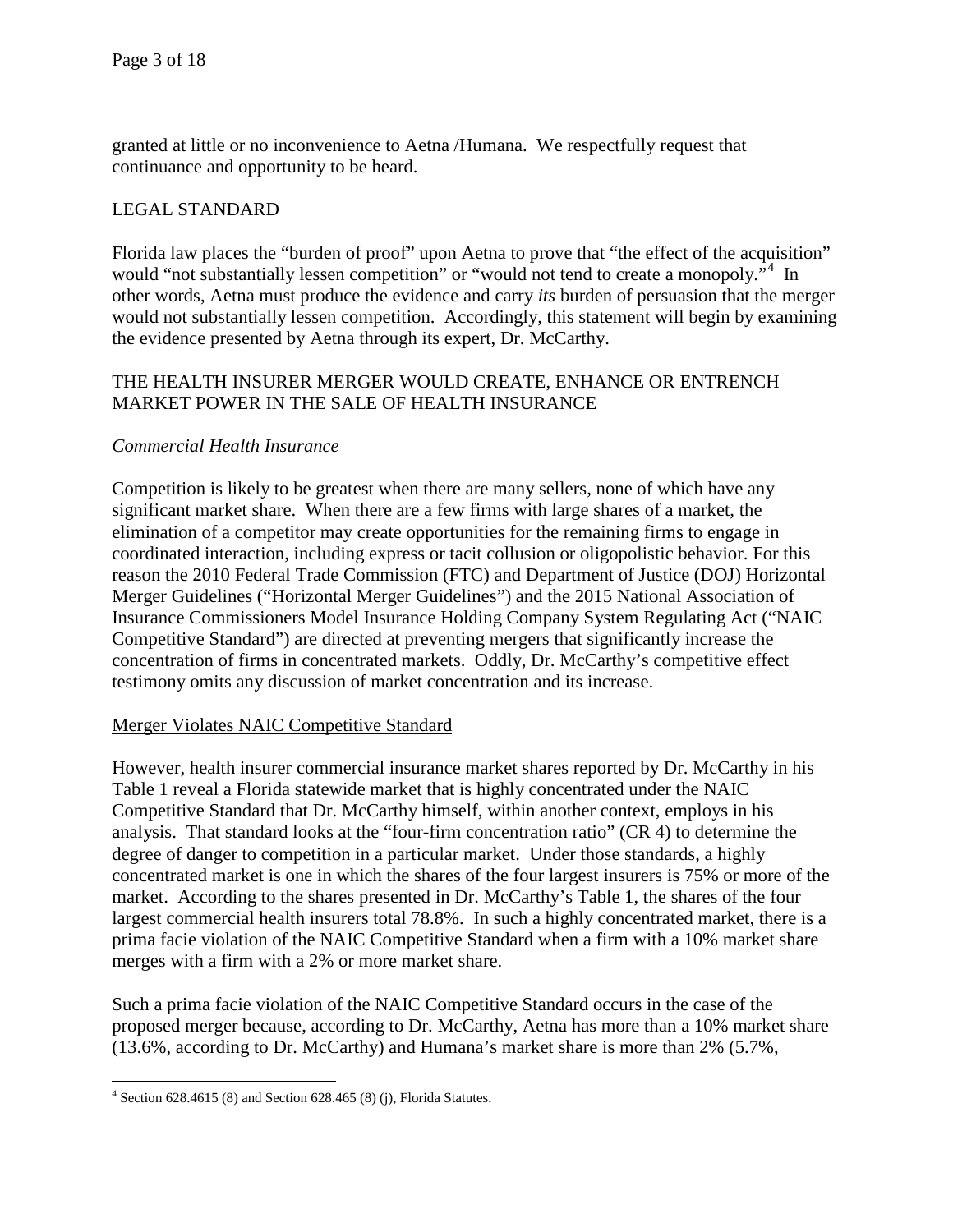granted at little or no inconvenience to Aetna /Humana. We respectfully request that continuance and opportunity to be heard.

## LEGAL STANDARD

Florida law places the "burden of proof" upon Aetna to prove that "the effect of the acquisition" would "not substantially lessen competition" or "would not tend to create a monopoly."[4] In other words, Aetna must produce the evidence and carry *its* burden of persuasion that the merger would not substantially lessen competition. Accordingly, this statement will begin by examining the evidence presented by Aetna through its expert, Dr. McCarthy.

## THE HEALTH INSURER MERGER WOULD CREATE, ENHANCE OR ENTRENCH MARKET POWER IN THE SALE OF HEALTH INSURANCE

### *Commercial Health Insurance*

Competition is likely to be greatest when there are many sellers, none of which have any significant market share. When there are a few firms with large shares of a market, the elimination of a competitor may create opportunities for the remaining firms to engage in coordinated interaction, including express or tacit collusion or oligopolistic behavior. For this reason the 2010 Federal Trade Commission (FTC) and Department of Justice (DOJ) Horizontal Merger Guidelines ("Horizontal Merger Guidelines") and the 2015 National Association of Insurance Commissioners Model Insurance Holding Company System Regulating Act ("NAIC Competitive Standard") are directed at preventing mergers that significantly increase the concentration of firms in concentrated markets. Oddly, Dr. McCarthy's competitive effect testimony omits any discussion of market concentration and its increase.

#### Merger Violates NAIC Competitive Standard

However, health insurer commercial insurance market shares reported by Dr. McCarthy in his Table 1 reveal a Florida statewide market that is highly concentrated under the NAIC Competitive Standard that Dr. McCarthy himself, within another context, employs in his analysis. That standard looks at the "four-firm concentration ratio" (CR 4) to determine the degree of danger to competition in a particular market. Under those standards, a highly concentrated market is one in which the shares of the four largest insurers is 75% or more of the market. According to the shares presented in Dr. McCarthy's Table 1, the shares of the four largest commercial health insurers total 78.8%. In such a highly concentrated market, there is a prima facie violation of the NAIC Competitive Standard when a firm with a 10% market share merges with a firm with a 2% or more market share.

Such a prima facie violation of the NAIC Competitive Standard occurs in the case of the proposed merger because, according to Dr. McCarthy, Aetna has more than a 10% market share (13.6%, according to Dr. McCarthy) and Humana's market share is more than 2% (5.7%,

---

[4] Section 628.4615 (8) and Section 628.465 (8) (j), Florida Statutes.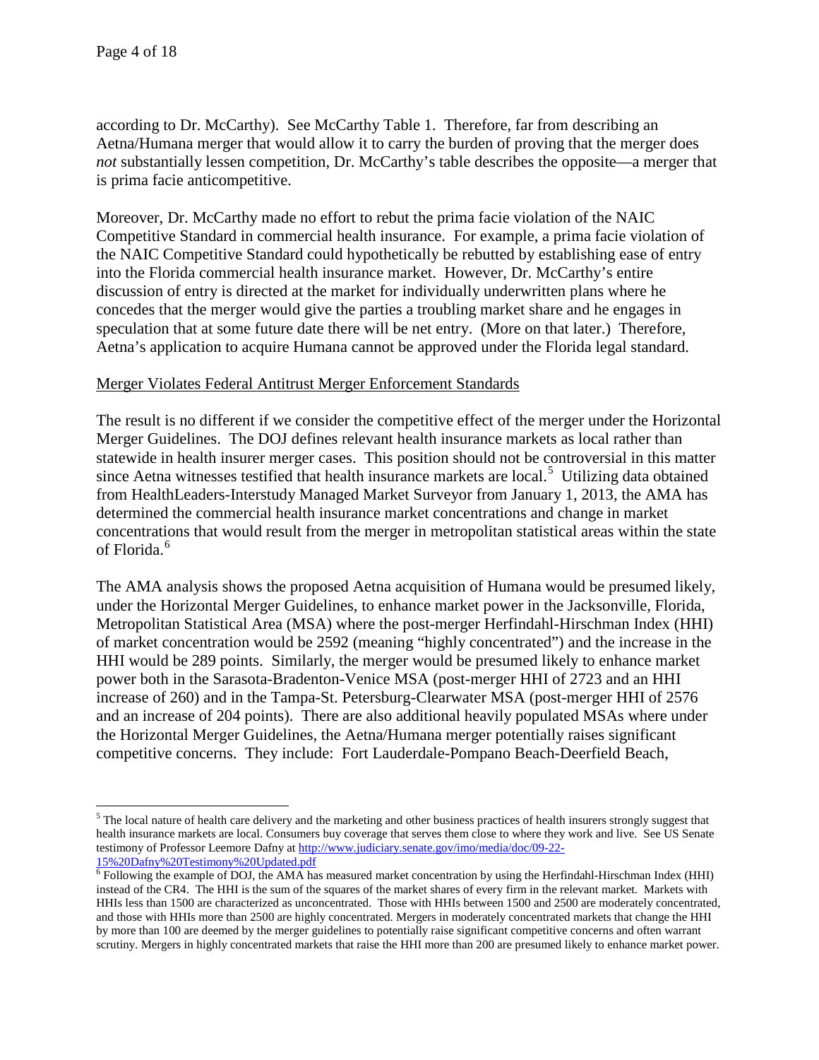according to Dr. McCarthy). See McCarthy Table 1. Therefore, far from describing an Aetna/Humana merger that would allow it to carry the burden of proving that the merger does *not* substantially lessen competition, Dr. McCarthy's table describes the opposite—a merger that is prima facie anticompetitive.

Moreover, Dr. McCarthy made no effort to rebut the prima facie violation of the NAIC Competitive Standard in commercial health insurance. For example, a prima facie violation of the NAIC Competitive Standard could hypothetically be rebutted by establishing ease of entry into the Florida commercial health insurance market. However, Dr. McCarthy's entire discussion of entry is directed at the market for individually underwritten plans where he concedes that the merger would give the parties a troubling market share and he engages in speculation that at some future date there will be net entry. (More on that later.) Therefore, Aetna's application to acquire Humana cannot be approved under the Florida legal standard.

## Merger Violates Federal Antitrust Merger Enforcement Standards

The result is no different if we consider the competitive effect of the merger under the Horizontal Merger Guidelines. The DOJ defines relevant health insurance markets as local rather than statewide in health insurer merger cases. This position should not be controversial in this matter since Aetna witnesses testified that health insurance markets are local.[5] Utilizing data obtained from HealthLeaders-Interstudy Managed Market Surveyor from January 1, 2013, the AMA has determined the commercial health insurance market concentrations and change in market concentrations that would result from the merger in metropolitan statistical areas within the state of Florida.[6]

The AMA analysis shows the proposed Aetna acquisition of Humana would be presumed likely, under the Horizontal Merger Guidelines, to enhance market power in the Jacksonville, Florida, Metropolitan Statistical Area (MSA) where the post-merger Herfindahl-Hirschman Index (HHI) of market concentration would be 2592 (meaning "highly concentrated") and the increase in the HHI would be 289 points. Similarly, the merger would be presumed likely to enhance market power both in the Sarasota-Bradenton-Venice MSA (post-merger HHI of 2723 and an HHI increase of 260) and in the Tampa-St. Petersburg-Clearwater MSA (post-merger HHI of 2576 and an increase of 204 points). There are also additional heavily populated MSAs where under the Horizontal Merger Guidelines, the Aetna/Humana merger potentially raises significant competitive concerns. They include: Fort Lauderdale-Pompano Beach-Deerfield Beach,

---

[5] The local nature of health care delivery and the marketing and other business practices of health insurers strongly suggest that health insurance markets are local. Consumers buy coverage that serves them close to where they work and live. See US Senate testimony of Professor Leemore Dafny at http://www.judiciary.senate.gov/imo/media/doc/09-22-15%20Dafny%20Testimony%20Updated.pdf

[6] Following the example of DOJ, the AMA has measured market concentration by using the Herfindahl-Hirschman Index (HHI) instead of the CR4. The HHI is the sum of the squares of the market shares of every firm in the relevant market. Markets with HHIs less than 1500 are characterized as unconcentrated. Those with HHIs between 1500 and 2500 are moderately concentrated, and those with HHIs more than 2500 are highly concentrated. Mergers in moderately concentrated markets that change the HHI by more than 100 are deemed by the merger guidelines to potentially raise significant competitive concerns and often warrant scrutiny. Mergers in highly concentrated markets that raise the HHI more than 200 are presumed likely to enhance market power.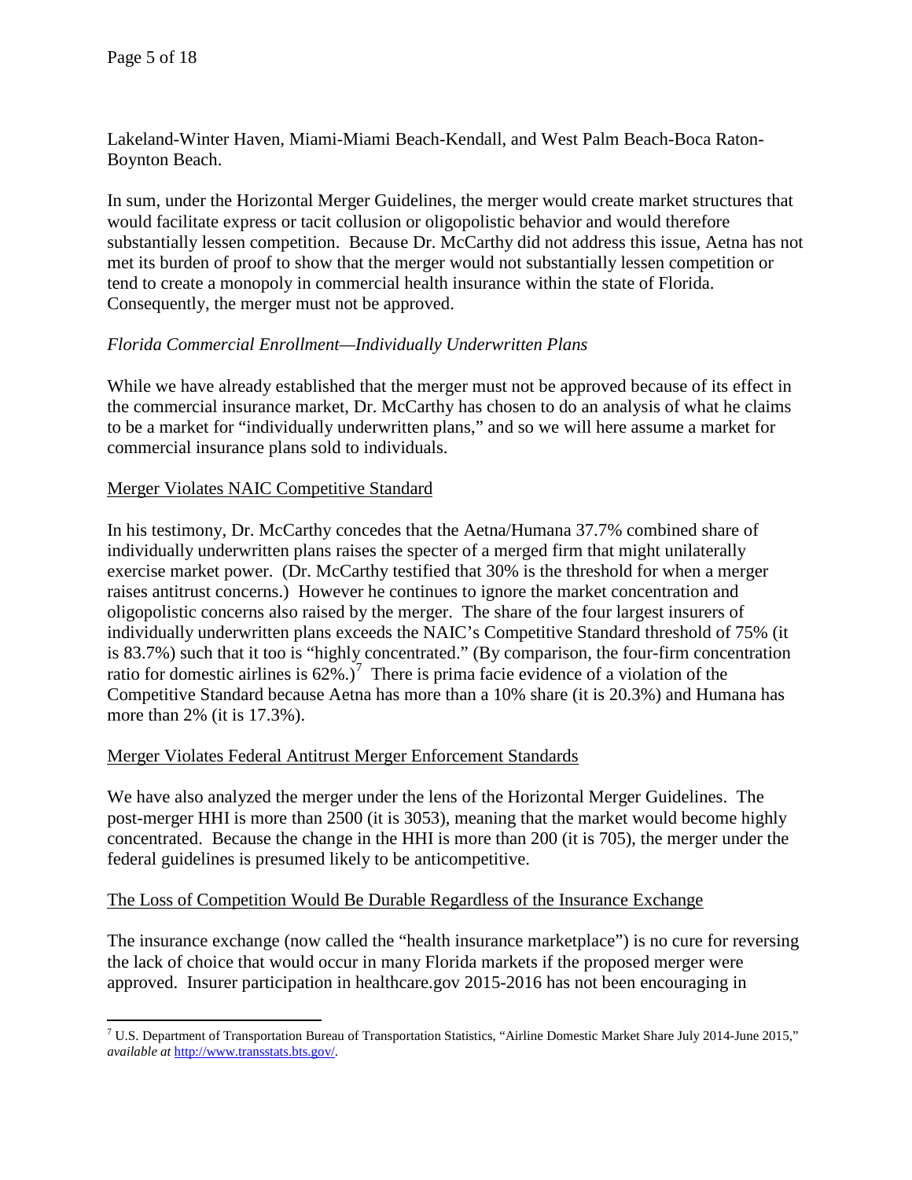Lakeland-Winter Haven, Miami-Miami Beach-Kendall, and West Palm Beach-Boca Raton-Boynton Beach.

In sum, under the Horizontal Merger Guidelines, the merger would create market structures that would facilitate express or tacit collusion or oligopolistic behavior and would therefore substantially lessen competition. Because Dr. McCarthy did not address this issue, Aetna has not met its burden of proof to show that the merger would not substantially lessen competition or tend to create a monopoly in commercial health insurance within the state of Florida. Consequently, the merger must not be approved.

*Florida Commercial Enrollment—Individually Underwritten Plans*

While we have already established that the merger must not be approved because of its effect in the commercial insurance market, Dr. McCarthy has chosen to do an analysis of what he claims to be a market for "individually underwritten plans," and so we will here assume a market for commercial insurance plans sold to individuals.

<u>Merger Violates NAIC Competitive Standard</u>

In his testimony, Dr. McCarthy concedes that the Aetna/Humana 37.7% combined share of individually underwritten plans raises the specter of a merged firm that might unilaterally exercise market power. (Dr. McCarthy testified that 30% is the threshold for when a merger raises antitrust concerns.) However he continues to ignore the market concentration and oligopolistic concerns also raised by the merger. The share of the four largest insurers of individually underwritten plans exceeds the NAIC's Competitive Standard threshold of 75% (it is 83.7%) such that it too is "highly concentrated." (By comparison, the four-firm concentration ratio for domestic airlines is 62%.)[7] There is prima facie evidence of a violation of the Competitive Standard because Aetna has more than a 10% share (it is 20.3%) and Humana has more than 2% (it is 17.3%).

<u>Merger Violates Federal Antitrust Merger Enforcement Standards</u>

We have also analyzed the merger under the lens of the Horizontal Merger Guidelines. The post-merger HHI is more than 2500 (it is 3053), meaning that the market would become highly concentrated. Because the change in the HHI is more than 200 (it is 705), the merger under the federal guidelines is presumed likely to be anticompetitive.

<u>The Loss of Competition Would Be Durable Regardless of the Insurance Exchange</u>

The insurance exchange (now called the "health insurance marketplace") is no cure for reversing the lack of choice that would occur in many Florida markets if the proposed merger were approved. Insurer participation in healthcare.gov 2015-2016 has not been encouraging in

---

[7] U.S. Department of Transportation Bureau of Transportation Statistics, "Airline Domestic Market Share July 2014-June 2015," *available at* http://www.transstats.bts.gov/.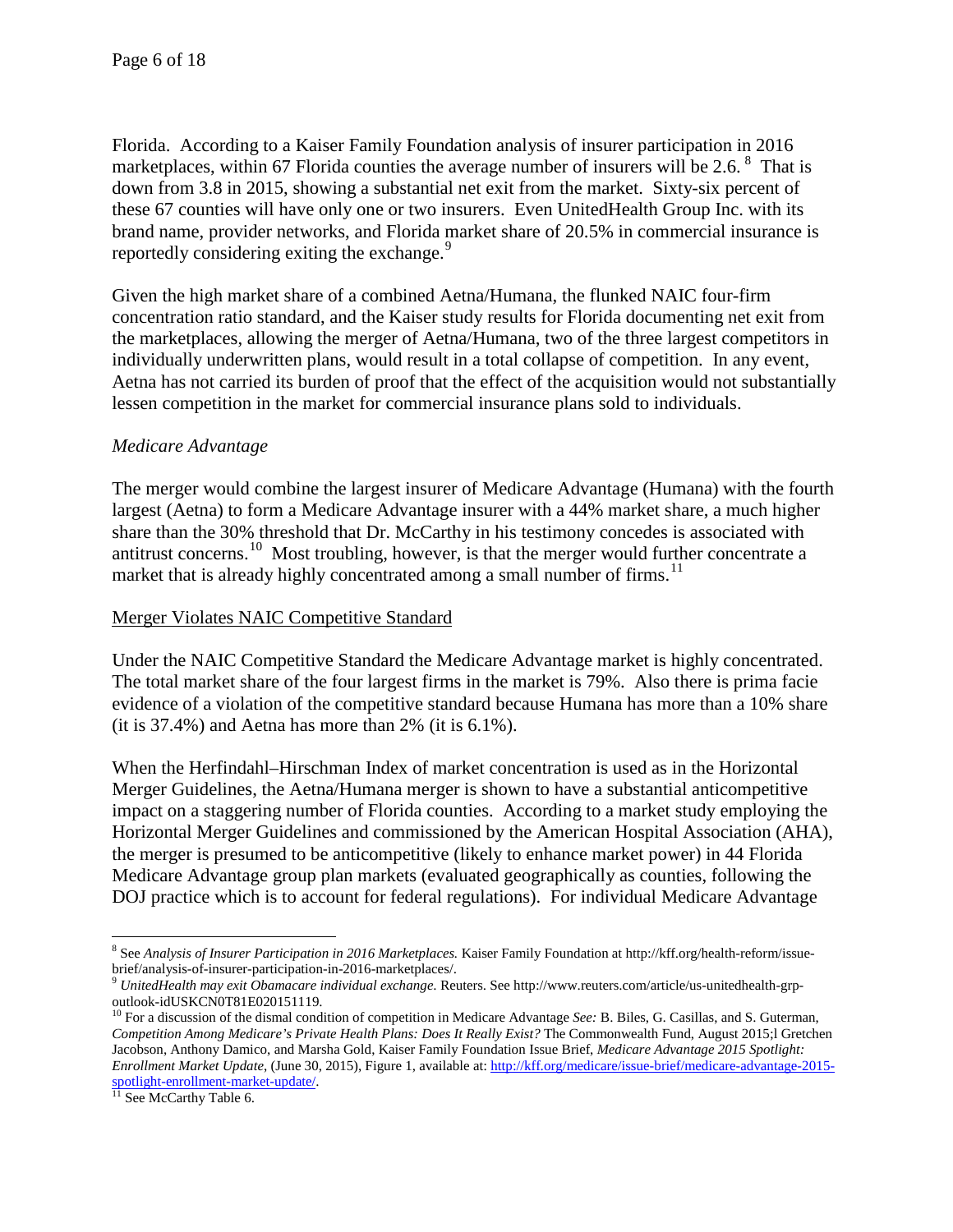Florida. According to a Kaiser Family Foundation analysis of insurer participation in 2016 marketplaces, within 67 Florida counties the average number of insurers will be 2.6.[8] That is down from 3.8 in 2015, showing a substantial net exit from the market. Sixty-six percent of these 67 counties will have only one or two insurers. Even UnitedHealth Group Inc. with its brand name, provider networks, and Florida market share of 20.5% in commercial insurance is reportedly considering exiting the exchange.[9]

Given the high market share of a combined Aetna/Humana, the flunked NAIC four-firm concentration ratio standard, and the Kaiser study results for Florida documenting net exit from the marketplaces, allowing the merger of Aetna/Humana, two of the three largest competitors in individually underwritten plans, would result in a total collapse of competition. In any event, Aetna has not carried its burden of proof that the effect of the acquisition would not substantially lessen competition in the market for commercial insurance plans sold to individuals.

*Medicare Advantage*

The merger would combine the largest insurer of Medicare Advantage (Humana) with the fourth largest (Aetna) to form a Medicare Advantage insurer with a 44% market share, a much higher share than the 30% threshold that Dr. McCarthy in his testimony concedes is associated with antitrust concerns.[10] Most troubling, however, is that the merger would further concentrate a market that is already highly concentrated among a small number of firms.[11]

<u>Merger Violates NAIC Competitive Standard</u>

Under the NAIC Competitive Standard the Medicare Advantage market is highly concentrated. The total market share of the four largest firms in the market is 79%. Also there is prima facie evidence of a violation of the competitive standard because Humana has more than a 10% share (it is 37.4%) and Aetna has more than 2% (it is 6.1%).

When the Herfindahl–Hirschman Index of market concentration is used as in the Horizontal Merger Guidelines, the Aetna/Humana merger is shown to have a substantial anticompetitive impact on a staggering number of Florida counties. According to a market study employing the Horizontal Merger Guidelines and commissioned by the American Hospital Association (AHA), the merger is presumed to be anticompetitive (likely to enhance market power) in 44 Florida Medicare Advantage group plan markets (evaluated geographically as counties, following the DOJ practice which is to account for federal regulations). For individual Medicare Advantage

---

[8] See *Analysis of Insurer Participation in 2016 Marketplaces.* Kaiser Family Foundation at http://kff.org/health-reform/issue-brief/analysis-of-insurer-participation-in-2016-marketplaces/.

[9] *UnitedHealth may exit Obamacare individual exchange.* Reuters. See http://www.reuters.com/article/us-unitedhealth-grp-outlook-idUSKCN0T81E020151119.

[10] For a discussion of the dismal condition of competition in Medicare Advantage *See:* B. Biles, G. Casillas, and S. Guterman, *Competition Among Medicare's Private Health Plans: Does It Really Exist?* The Commonwealth Fund, August 2015;l Gretchen Jacobson, Anthony Damico, and Marsha Gold, Kaiser Family Foundation Issue Brief, *Medicare Advantage 2015 Spotlight: Enrollment Market Update*, (June 30, 2015), Figure 1, available at: http://kff.org/medicare/issue-brief/medicare-advantage-2015-spotlight-enrollment-market-update/.

[11] See McCarthy Table 6.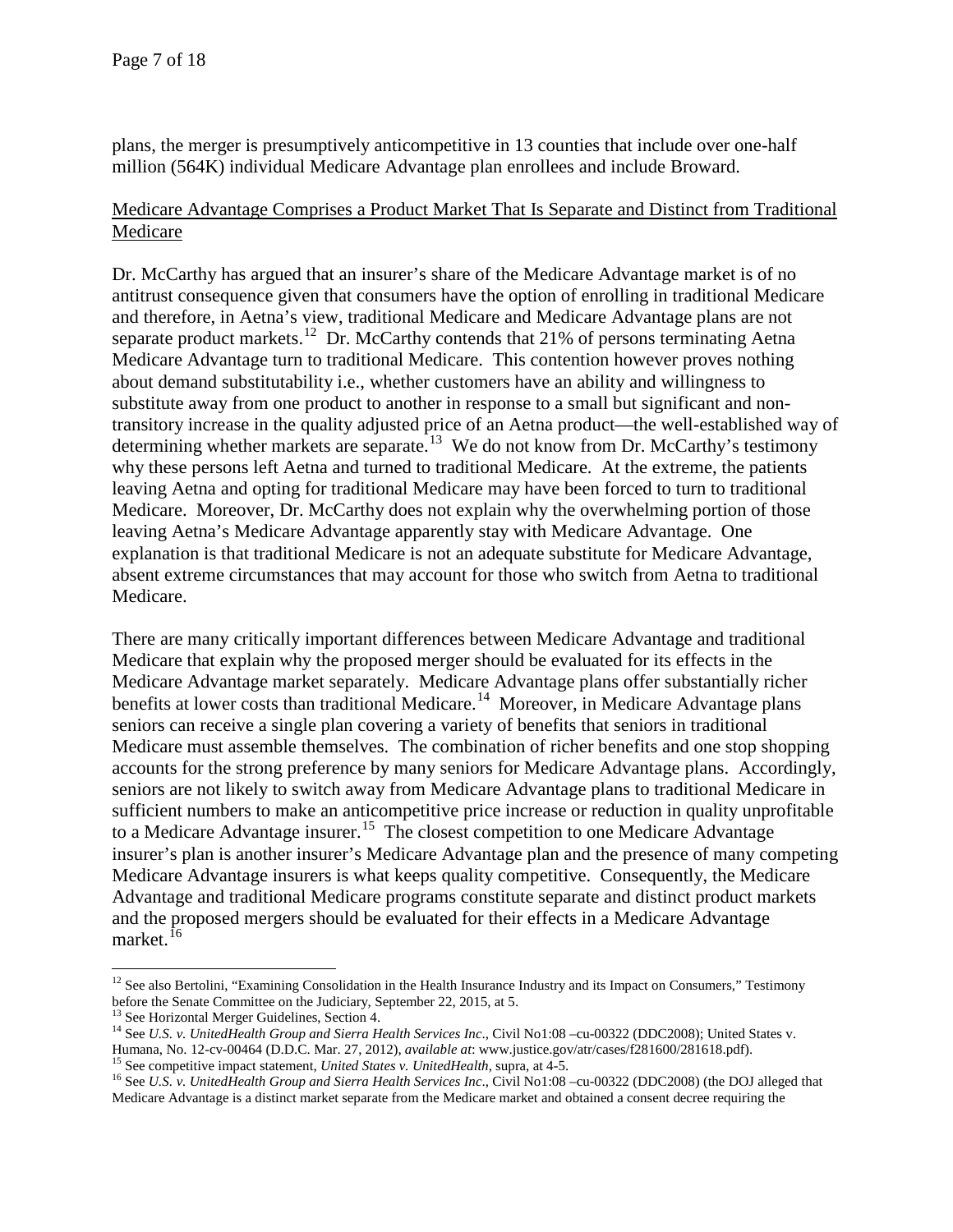plans, the merger is presumptively anticompetitive in 13 counties that include over one-half million (564K) individual Medicare Advantage plan enrollees and include Broward.

<u>Medicare Advantage Comprises a Product Market That Is Separate and Distinct from Traditional Medicare</u>

Dr. McCarthy has argued that an insurer's share of the Medicare Advantage market is of no antitrust consequence given that consumers have the option of enrolling in traditional Medicare and therefore, in Aetna's view, traditional Medicare and Medicare Advantage plans are not separate product markets.[12] Dr. McCarthy contends that 21% of persons terminating Aetna Medicare Advantage turn to traditional Medicare. This contention however proves nothing about demand substitutability i.e., whether customers have an ability and willingness to substitute away from one product to another in response to a small but significant and non-transitory increase in the quality adjusted price of an Aetna product—the well-established way of determining whether markets are separate.[13] We do not know from Dr. McCarthy's testimony why these persons left Aetna and turned to traditional Medicare. At the extreme, the patients leaving Aetna and opting for traditional Medicare may have been forced to turn to traditional Medicare. Moreover, Dr. McCarthy does not explain why the overwhelming portion of those leaving Aetna's Medicare Advantage apparently stay with Medicare Advantage. One explanation is that traditional Medicare is not an adequate substitute for Medicare Advantage, absent extreme circumstances that may account for those who switch from Aetna to traditional Medicare.

There are many critically important differences between Medicare Advantage and traditional Medicare that explain why the proposed merger should be evaluated for its effects in the Medicare Advantage market separately. Medicare Advantage plans offer substantially richer benefits at lower costs than traditional Medicare.[14] Moreover, in Medicare Advantage plans seniors can receive a single plan covering a variety of benefits that seniors in traditional Medicare must assemble themselves. The combination of richer benefits and one stop shopping accounts for the strong preference by many seniors for Medicare Advantage plans. Accordingly, seniors are not likely to switch away from Medicare Advantage plans to traditional Medicare in sufficient numbers to make an anticompetitive price increase or reduction in quality unprofitable to a Medicare Advantage insurer.[15] The closest competition to one Medicare Advantage insurer's plan is another insurer's Medicare Advantage plan and the presence of many competing Medicare Advantage insurers is what keeps quality competitive. Consequently, the Medicare Advantage and traditional Medicare programs constitute separate and distinct product markets and the proposed mergers should be evaluated for their effects in a Medicare Advantage market.[16]

---

[12] See also Bertolini, "Examining Consolidation in the Health Insurance Industry and its Impact on Consumers," Testimony before the Senate Committee on the Judiciary, September 22, 2015, at 5.

[13] See Horizontal Merger Guidelines, Section 4.

[14] See *U.S. v. UnitedHealth Group and Sierra Health Services Inc*., Civil No1:08 –cu-00322 (DDC2008); United States v. Humana, No. 12-cv-00464 (D.D.C. Mar. 27, 2012), *available at*: www.justice.gov/atr/cases/f281600/281618.pdf).

[15] See competitive impact statement, *United States v. UnitedHealth*, supra, at 4-5.

[16] See *U.S. v. UnitedHealth Group and Sierra Health Services Inc*., Civil No1:08 –cu-00322 (DDC2008) (the DOJ alleged that Medicare Advantage is a distinct market separate from the Medicare market and obtained a consent decree requiring the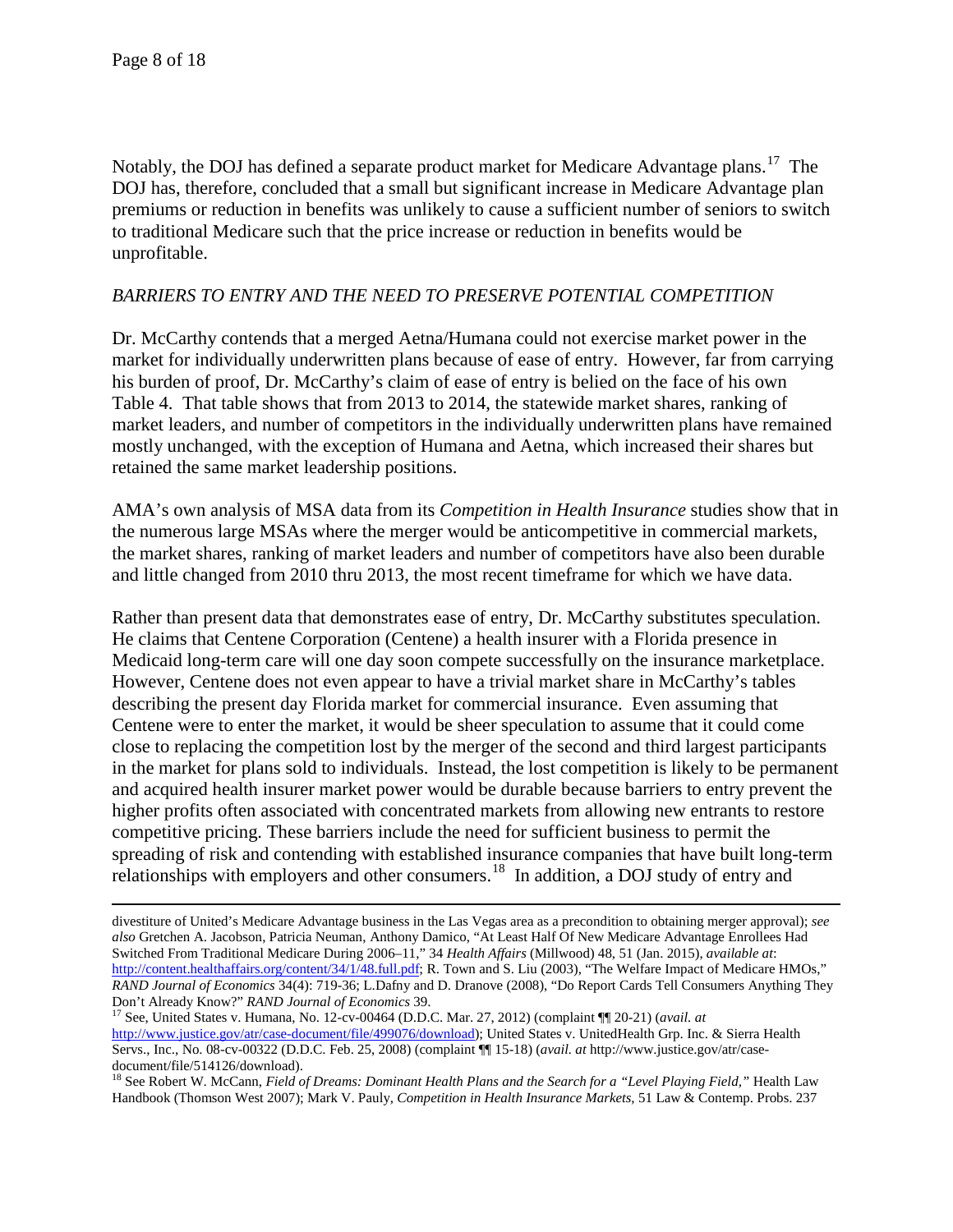Notably, the DOJ has defined a separate product market for Medicare Advantage plans.[17] The DOJ has, therefore, concluded that a small but significant increase in Medicare Advantage plan premiums or reduction in benefits was unlikely to cause a sufficient number of seniors to switch to traditional Medicare such that the price increase or reduction in benefits would be unprofitable.

*BARRIERS TO ENTRY AND THE NEED TO PRESERVE POTENTIAL COMPETITION*

Dr. McCarthy contends that a merged Aetna/Humana could not exercise market power in the market for individually underwritten plans because of ease of entry. However, far from carrying his burden of proof, Dr. McCarthy's claim of ease of entry is belied on the face of his own Table 4. That table shows that from 2013 to 2014, the statewide market shares, ranking of market leaders, and number of competitors in the individually underwritten plans have remained mostly unchanged, with the exception of Humana and Aetna, which increased their shares but retained the same market leadership positions.

AMA's own analysis of MSA data from its *Competition in Health Insurance* studies show that in the numerous large MSAs where the merger would be anticompetitive in commercial markets, the market shares, ranking of market leaders and number of competitors have also been durable and little changed from 2010 thru 2013, the most recent timeframe for which we have data.

Rather than present data that demonstrates ease of entry, Dr. McCarthy substitutes speculation. He claims that Centene Corporation (Centene) a health insurer with a Florida presence in Medicaid long-term care will one day soon compete successfully on the insurance marketplace. However, Centene does not even appear to have a trivial market share in McCarthy's tables describing the present day Florida market for commercial insurance. Even assuming that Centene were to enter the market, it would be sheer speculation to assume that it could come close to replacing the competition lost by the merger of the second and third largest participants in the market for plans sold to individuals. Instead, the lost competition is likely to be permanent and acquired health insurer market power would be durable because barriers to entry prevent the higher profits often associated with concentrated markets from allowing new entrants to restore competitive pricing. These barriers include the need for sufficient business to permit the spreading of risk and contending with established insurance companies that have built long-term relationships with employers and other consumers.[18] In addition, a DOJ study of entry and

---

divestiture of United's Medicare Advantage business in the Las Vegas area as a precondition to obtaining merger approval); *see also* Gretchen A. Jacobson, Patricia Neuman, Anthony Damico, "At Least Half Of New Medicare Advantage Enrollees Had Switched From Traditional Medicare During 2006–11," 34 *Health Affairs* (Millwood) 48, 51 (Jan. 2015), *available at*: http://content.healthaffairs.org/content/34/1/48.full.pdf; R. Town and S. Liu (2003), "The Welfare Impact of Medicare HMOs," *RAND Journal of Economics* 34(4): 719-36; L.Dafny and D. Dranove (2008), "Do Report Cards Tell Consumers Anything They Don't Already Know?" *RAND Journal of Economics* 39.

[17] See, United States v. Humana, No. 12-cv-00464 (D.D.C. Mar. 27, 2012) (complaint ¶¶ 20-21) (*avail. at* http://www.justice.gov/atr/case-document/file/499076/download); United States v. UnitedHealth Grp. Inc. & Sierra Health Servs., Inc., No. 08-cv-00322 (D.D.C. Feb. 25, 2008) (complaint ¶¶ 15-18) (*avail. at* http://www.justice.gov/atr/case-document/file/514126/download).

[18] See Robert W. McCann, *Field of Dreams: Dominant Health Plans and the Search for a "Level Playing Field,"* Health Law Handbook (Thomson West 2007); Mark V. Pauly, *Competition in Health Insurance Markets*, 51 Law & Contemp. Probs. 237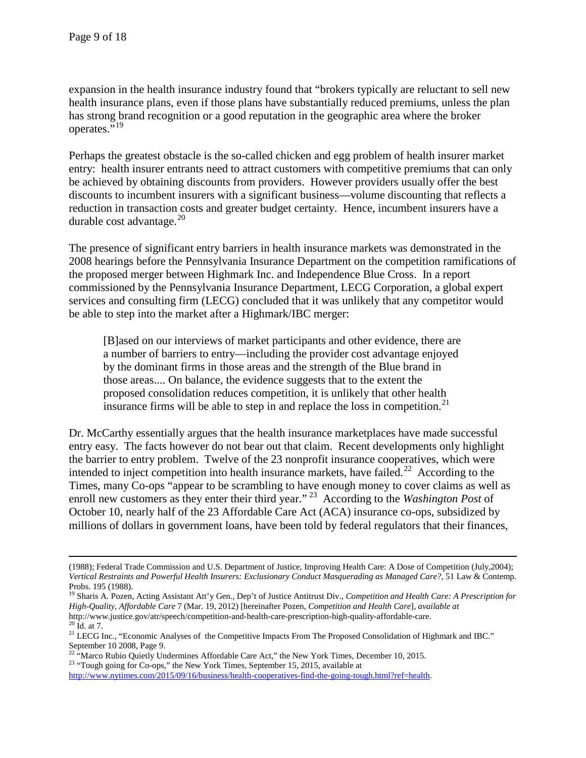expansion in the health insurance industry found that "brokers typically are reluctant to sell new health insurance plans, even if those plans have substantially reduced premiums, unless the plan has strong brand recognition or a good reputation in the geographic area where the broker operates."[19]

Perhaps the greatest obstacle is the so-called chicken and egg problem of health insurer market entry: health insurer entrants need to attract customers with competitive premiums that can only be achieved by obtaining discounts from providers. However providers usually offer the best discounts to incumbent insurers with a significant business—volume discounting that reflects a reduction in transaction costs and greater budget certainty. Hence, incumbent insurers have a durable cost advantage.[20]

The presence of significant entry barriers in health insurance markets was demonstrated in the 2008 hearings before the Pennsylvania Insurance Department on the competition ramifications of the proposed merger between Highmark Inc. and Independence Blue Cross. In a report commissioned by the Pennsylvania Insurance Department, LECG Corporation, a global expert services and consulting firm (LECG) concluded that it was unlikely that any competitor would be able to step into the market after a Highmark/IBC merger:

> [B]ased on our interviews of market participants and other evidence, there are a number of barriers to entry—including the provider cost advantage enjoyed by the dominant firms in those areas and the strength of the Blue brand in those areas.... On balance, the evidence suggests that to the extent the proposed consolidation reduces competition, it is unlikely that other health insurance firms will be able to step in and replace the loss in competition.[21]

Dr. McCarthy essentially argues that the health insurance marketplaces have made successful entry easy. The facts however do not bear out that claim. Recent developments only highlight the barrier to entry problem. Twelve of the 23 nonprofit insurance cooperatives, which were intended to inject competition into health insurance markets, have failed.[22] According to the Times, many Co-ops "appear to be scrambling to have enough money to cover claims as well as enroll new customers as they enter their third year."[23] According to the *Washington Post* of October 10, nearly half of the 23 Affordable Care Act (ACA) insurance co-ops, subsidized by millions of dollars in government loans, have been told by federal regulators that their finances,

---

(1988); Federal Trade Commission and U.S. Department of Justice, Improving Health Care: A Dose of Competition (July,2004); *Vertical Restraints and Powerful Health Insurers: Exclusionary Conduct Masquerading as Managed Care?*, 51 Law & Contemp. Probs. 195 (1988).

[19] Sharis A. Pozen, Acting Assistant Att'y Gen., Dep't of Justice Antitrust Div., *Competition and Health Care: A Prescription for High-Quality, Affordable Care* 7 (Mar. 19, 2012) [hereinafter Pozen, *Competition and Health Care*], *available at* http://www.justice.gov/atr/speech/competition-and-health-care-prescription-high-quality-affordable-care.

[20] Id. at 7.

[21] LECG Inc., "Economic Analyses of the Competitive Impacts From The Proposed Consolidation of Highmark and IBC." September 10 2008, Page 9.

[22] "Marco Rubio Quietly Undermines Affordable Care Act," the New York Times, December 10, 2015.

[23] "Tough going for Co-ops," the New York Times, September 15, 2015, available at http://www.nytimes.com/2015/09/16/business/health-cooperatives-find-the-going-tough.html?ref=health.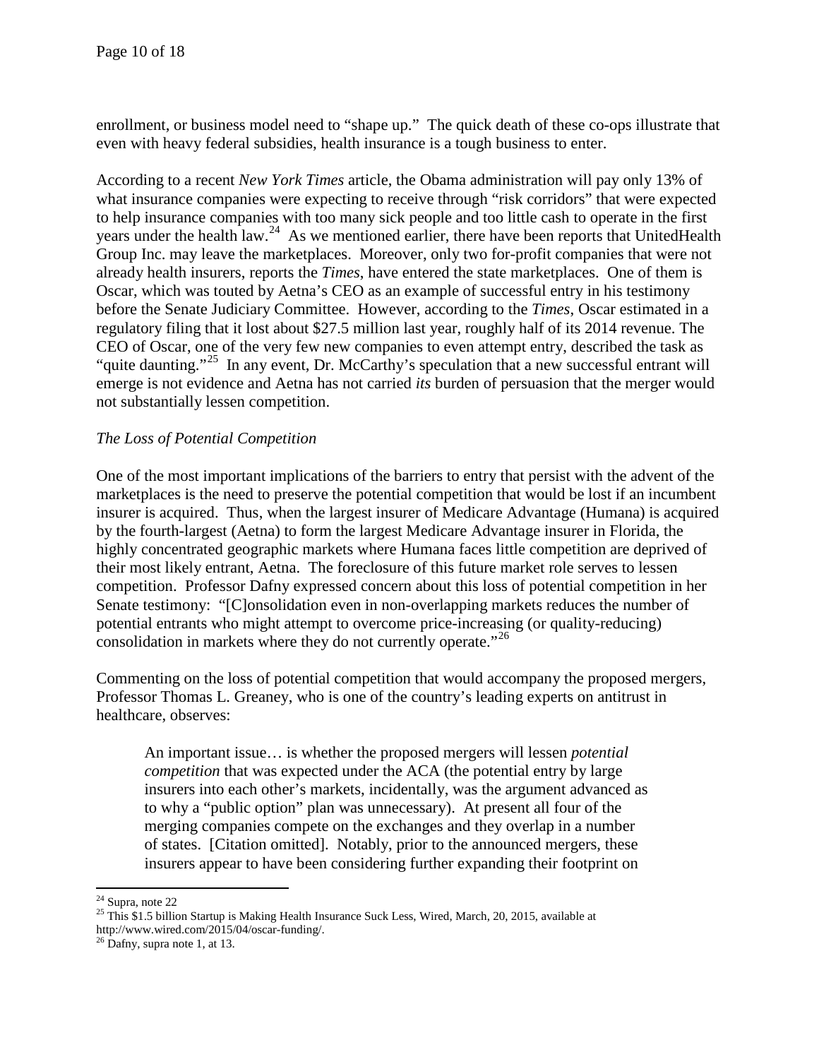enrollment, or business model need to "shape up." The quick death of these co-ops illustrate that even with heavy federal subsidies, health insurance is a tough business to enter.

According to a recent *New York Times* article, the Obama administration will pay only 13% of what insurance companies were expecting to receive through "risk corridors" that were expected to help insurance companies with too many sick people and too little cash to operate in the first years under the health law.[24] As we mentioned earlier, there have been reports that UnitedHealth Group Inc. may leave the marketplaces. Moreover, only two for-profit companies that were not already health insurers, reports the *Times*, have entered the state marketplaces. One of them is Oscar, which was touted by Aetna's CEO as an example of successful entry in his testimony before the Senate Judiciary Committee. However, according to the *Times*, Oscar estimated in a regulatory filing that it lost about $27.5 million last year, roughly half of its 2014 revenue. The CEO of Oscar, one of the very few new companies to even attempt entry, described the task as "quite daunting."[25] In any event, Dr. McCarthy's speculation that a new successful entrant will emerge is not evidence and Aetna has not carried *its* burden of persuasion that the merger would not substantially lessen competition.

*The Loss of Potential Competition*

One of the most important implications of the barriers to entry that persist with the advent of the marketplaces is the need to preserve the potential competition that would be lost if an incumbent insurer is acquired. Thus, when the largest insurer of Medicare Advantage (Humana) is acquired by the fourth-largest (Aetna) to form the largest Medicare Advantage insurer in Florida, the highly concentrated geographic markets where Humana faces little competition are deprived of their most likely entrant, Aetna. The foreclosure of this future market role serves to lessen competition. Professor Dafny expressed concern about this loss of potential competition in her Senate testimony: "[C]onsolidation even in non-overlapping markets reduces the number of potential entrants who might attempt to overcome price-increasing (or quality-reducing) consolidation in markets where they do not currently operate."[26]

Commenting on the loss of potential competition that would accompany the proposed mergers, Professor Thomas L. Greaney, who is one of the country's leading experts on antitrust in healthcare, observes:

> An important issue… is whether the proposed mergers will lessen *potential competition* that was expected under the ACA (the potential entry by large insurers into each other's markets, incidentally, was the argument advanced as to why a "public option" plan was unnecessary). At present all four of the merging companies compete on the exchanges and they overlap in a number of states. [Citation omitted]. Notably, prior to the announced mergers, these insurers appear to have been considering further expanding their footprint on

---

[24] Supra, note 22

[25] This $1.5 billion Startup is Making Health Insurance Suck Less, Wired, March, 20, 2015, available at http://www.wired.com/2015/04/oscar-funding/.

[26] Dafny, supra note 1, at 13.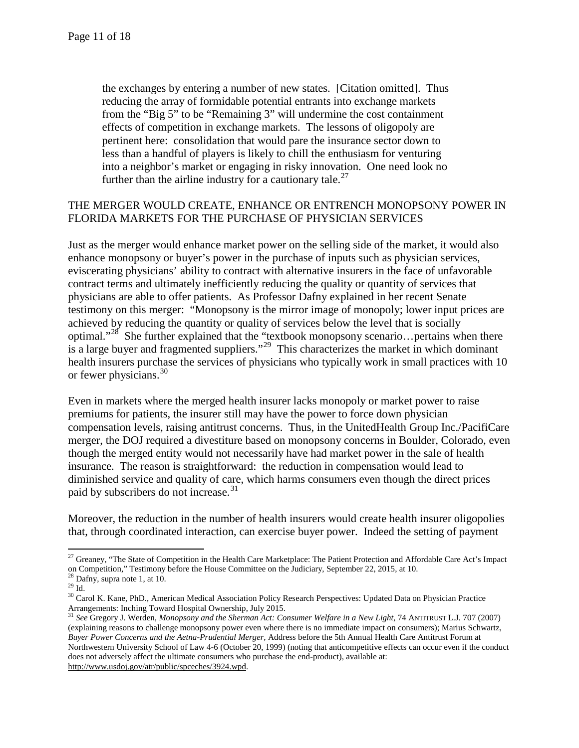> the exchanges by entering a number of new states. [Citation omitted]. Thus reducing the array of formidable potential entrants into exchange markets from the "Big 5" to be "Remaining 3" will undermine the cost containment effects of competition in exchange markets. The lessons of oligopoly are pertinent here: consolidation that would pare the insurance sector down to less than a handful of players is likely to chill the enthusiasm for venturing into a neighbor's market or engaging in risky innovation. One need look no further than the airline industry for a cautionary tale.[27]

## THE MERGER WOULD CREATE, ENHANCE OR ENTRENCH MONOPSONY POWER IN FLORIDA MARKETS FOR THE PURCHASE OF PHYSICIAN SERVICES

Just as the merger would enhance market power on the selling side of the market, it would also enhance monopsony or buyer's power in the purchase of inputs such as physician services, eviscerating physicians' ability to contract with alternative insurers in the face of unfavorable contract terms and ultimately inefficiently reducing the quality or quantity of services that physicians are able to offer patients. As Professor Dafny explained in her recent Senate testimony on this merger: "Monopsony is the mirror image of monopoly; lower input prices are achieved by reducing the quantity or quality of services below the level that is socially optimal."[28] She further explained that the "textbook monopsony scenario…pertains when there is a large buyer and fragmented suppliers."[29] This characterizes the market in which dominant health insurers purchase the services of physicians who typically work in small practices with 10 or fewer physicians.[30]

Even in markets where the merged health insurer lacks monopoly or market power to raise premiums for patients, the insurer still may have the power to force down physician compensation levels, raising antitrust concerns. Thus, in the UnitedHealth Group Inc./PacifiCare merger, the DOJ required a divestiture based on monopsony concerns in Boulder, Colorado, even though the merged entity would not necessarily have had market power in the sale of health insurance. The reason is straightforward: the reduction in compensation would lead to diminished service and quality of care, which harms consumers even though the direct prices paid by subscribers do not increase.[31]

Moreover, the reduction in the number of health insurers would create health insurer oligopolies that, through coordinated interaction, can exercise buyer power. Indeed the setting of payment

---

[27] Greaney, "The State of Competition in the Health Care Marketplace: The Patient Protection and Affordable Care Act's Impact on Competition," Testimony before the House Committee on the Judiciary, September 22, 2015, at 10.

[28] Dafny, supra note 1, at 10.

[29] Id.

[30] Carol K. Kane, PhD., American Medical Association Policy Research Perspectives: Updated Data on Physician Practice Arrangements: Inching Toward Hospital Ownership, July 2015.

[31] *See* Gregory J. Werden, *Monopsony and the Sherman Act: Consumer Welfare in a New Light*, 74 ANTITRUST L.J. 707 (2007) (explaining reasons to challenge monopsony power even where there is no immediate impact on consumers); Marius Schwartz, *Buyer Power Concerns and the Aetna-Prudential Merger*, Address before the 5th Annual Health Care Antitrust Forum at Northwestern University School of Law 4-6 (October 20, 1999) (noting that anticompetitive effects can occur even if the conduct does not adversely affect the ultimate consumers who purchase the end-product), available at: http://www.usdoj.gov/atr/public/spceches/3924.wpd.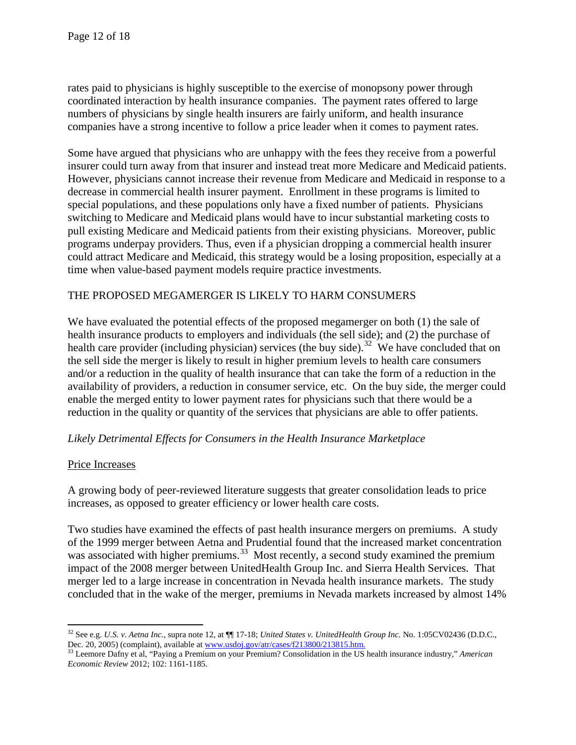rates paid to physicians is highly susceptible to the exercise of monopsony power through coordinated interaction by health insurance companies. The payment rates offered to large numbers of physicians by single health insurers are fairly uniform, and health insurance companies have a strong incentive to follow a price leader when it comes to payment rates.

Some have argued that physicians who are unhappy with the fees they receive from a powerful insurer could turn away from that insurer and instead treat more Medicare and Medicaid patients. However, physicians cannot increase their revenue from Medicare and Medicaid in response to a decrease in commercial health insurer payment. Enrollment in these programs is limited to special populations, and these populations only have a fixed number of patients. Physicians switching to Medicare and Medicaid plans would have to incur substantial marketing costs to pull existing Medicare and Medicaid patients from their existing physicians. Moreover, public programs underpay providers. Thus, even if a physician dropping a commercial health insurer could attract Medicare and Medicaid, this strategy would be a losing proposition, especially at a time when value-based payment models require practice investments.

## THE PROPOSED MEGAMERGER IS LIKELY TO HARM CONSUMERS

We have evaluated the potential effects of the proposed megamerger on both (1) the sale of health insurance products to employers and individuals (the sell side); and (2) the purchase of health care provider (including physician) services (the buy side).[32] We have concluded that on the sell side the merger is likely to result in higher premium levels to health care consumers and/or a reduction in the quality of health insurance that can take the form of a reduction in the availability of providers, a reduction in consumer service, etc. On the buy side, the merger could enable the merged entity to lower payment rates for physicians such that there would be a reduction in the quality or quantity of the services that physicians are able to offer patients.

### *Likely Detrimental Effects for Consumers in the Health Insurance Marketplace*

#### Price Increases

A growing body of peer-reviewed literature suggests that greater consolidation leads to price increases, as opposed to greater efficiency or lower health care costs.

Two studies have examined the effects of past health insurance mergers on premiums. A study of the 1999 merger between Aetna and Prudential found that the increased market concentration was associated with higher premiums.[33] Most recently, a second study examined the premium impact of the 2008 merger between UnitedHealth Group Inc. and Sierra Health Services. That merger led to a large increase in concentration in Nevada health insurance markets. The study concluded that in the wake of the merger, premiums in Nevada markets increased by almost 14%

---

[32] See e.g. *U.S. v. Aetna Inc.*, supra note 12, at ¶¶ 17-18; *United States v. UnitedHealth Group Inc.* No. 1:05CV02436 (D.D.C., Dec. 20, 2005) (complaint), available at www.usdoj.gov/atr/cases/f213800/213815.htm.

[33] Leemore Dafny et al, "Paying a Premium on your Premium? Consolidation in the US health insurance industry," *American Economic Review* 2012; 102: 1161-1185.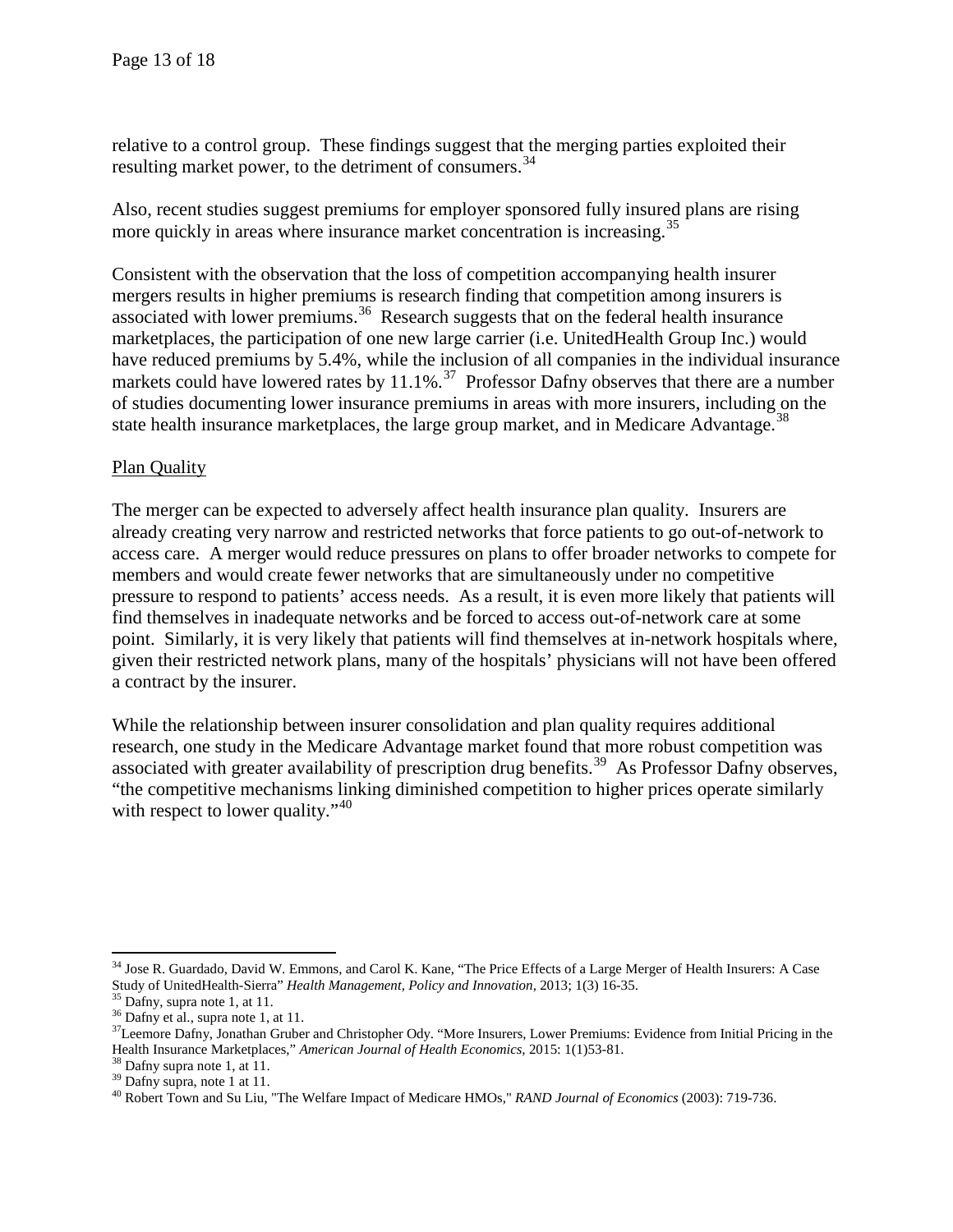relative to a control group. These findings suggest that the merging parties exploited their resulting market power, to the detriment of consumers.[34]

Also, recent studies suggest premiums for employer sponsored fully insured plans are rising more quickly in areas where insurance market concentration is increasing.[35]

Consistent with the observation that the loss of competition accompanying health insurer mergers results in higher premiums is research finding that competition among insurers is associated with lower premiums.[36] Research suggests that on the federal health insurance marketplaces, the participation of one new large carrier (i.e. UnitedHealth Group Inc.) would have reduced premiums by 5.4%, while the inclusion of all companies in the individual insurance markets could have lowered rates by 11.1%.[37] Professor Dafny observes that there are a number of studies documenting lower insurance premiums in areas with more insurers, including on the state health insurance marketplaces, the large group market, and in Medicare Advantage.[38]

Plan Quality

The merger can be expected to adversely affect health insurance plan quality. Insurers are already creating very narrow and restricted networks that force patients to go out-of-network to access care. A merger would reduce pressures on plans to offer broader networks to compete for members and would create fewer networks that are simultaneously under no competitive pressure to respond to patients' access needs. As a result, it is even more likely that patients will find themselves in inadequate networks and be forced to access out-of-network care at some point. Similarly, it is very likely that patients will find themselves at in-network hospitals where, given their restricted network plans, many of the hospitals' physicians will not have been offered a contract by the insurer.

While the relationship between insurer consolidation and plan quality requires additional research, one study in the Medicare Advantage market found that more robust competition was associated with greater availability of prescription drug benefits.[39] As Professor Dafny observes, "the competitive mechanisms linking diminished competition to higher prices operate similarly with respect to lower quality."[40]

---

[34] Jose R. Guardado, David W. Emmons, and Carol K. Kane, "The Price Effects of a Large Merger of Health Insurers: A Case Study of UnitedHealth-Sierra" *Health Management, Policy and Innovation*, 2013; 1(3) 16-35.

[35] Dafny, supra note 1, at 11.

[36] Dafny et al., supra note 1, at 11.

[37] Leemore Dafny, Jonathan Gruber and Christopher Ody. "More Insurers, Lower Premiums: Evidence from Initial Pricing in the Health Insurance Marketplaces," *American Journal of Health Economics*, 2015: 1(1)53-81.

[38] Dafny supra note 1, at 11.

[39] Dafny supra, note 1 at 11.

[40] Robert Town and Su Liu, "The Welfare Impact of Medicare HMOs," *RAND Journal of Economics* (2003): 719-736.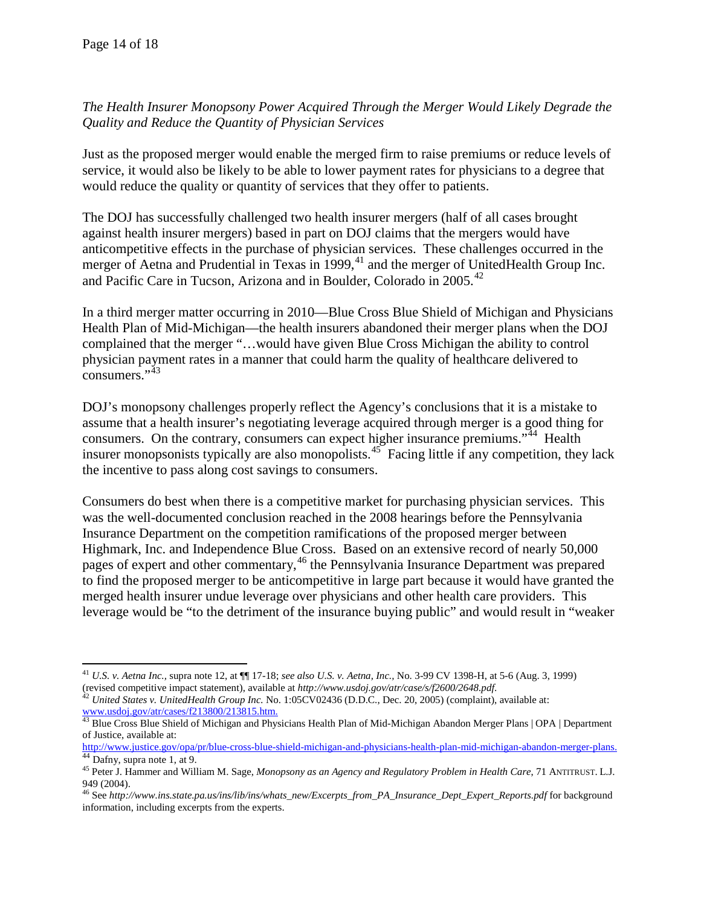*The Health Insurer Monopsony Power Acquired Through the Merger Would Likely Degrade the Quality and Reduce the Quantity of Physician Services*

Just as the proposed merger would enable the merged firm to raise premiums or reduce levels of service, it would also be likely to be able to lower payment rates for physicians to a degree that would reduce the quality or quantity of services that they offer to patients.

The DOJ has successfully challenged two health insurer mergers (half of all cases brought against health insurer mergers) based in part on DOJ claims that the mergers would have anticompetitive effects in the purchase of physician services. These challenges occurred in the merger of Aetna and Prudential in Texas in 1999,[41] and the merger of UnitedHealth Group Inc. and Pacific Care in Tucson, Arizona and in Boulder, Colorado in 2005.[42]

In a third merger matter occurring in 2010—Blue Cross Blue Shield of Michigan and Physicians Health Plan of Mid-Michigan—the health insurers abandoned their merger plans when the DOJ complained that the merger "…would have given Blue Cross Michigan the ability to control physician payment rates in a manner that could harm the quality of healthcare delivered to consumers."[43]

DOJ's monopsony challenges properly reflect the Agency's conclusions that it is a mistake to assume that a health insurer's negotiating leverage acquired through merger is a good thing for consumers. On the contrary, consumers can expect higher insurance premiums."[44] Health insurer monopsonists typically are also monopolists.[45] Facing little if any competition, they lack the incentive to pass along cost savings to consumers.

Consumers do best when there is a competitive market for purchasing physician services. This was the well-documented conclusion reached in the 2008 hearings before the Pennsylvania Insurance Department on the competition ramifications of the proposed merger between Highmark, Inc. and Independence Blue Cross. Based on an extensive record of nearly 50,000 pages of expert and other commentary,[46] the Pennsylvania Insurance Department was prepared to find the proposed merger to be anticompetitive in large part because it would have granted the merged health insurer undue leverage over physicians and other health care providers. This leverage would be "to the detriment of the insurance buying public" and would result in "weaker

---

[41] *U.S. v. Aetna Inc.*, supra note 12, at ¶¶ 17-18; *see also U.S. v. Aetna, Inc.*, No. 3-99 CV 1398-H, at 5-6 (Aug. 3, 1999) (revised competitive impact statement), available at *http://www.usdoj.gov/atr/case/s/f2600/2648.pdf.*

[42] *United States v. UnitedHealth Group Inc.* No. 1:05CV02436 (D.D.C., Dec. 20, 2005) (complaint), available at: www.usdoj.gov/atr/cases/f213800/213815.htm.

[43] Blue Cross Blue Shield of Michigan and Physicians Health Plan of Mid-Michigan Abandon Merger Plans | OPA | Department of Justice, available at: http://www.justice.gov/opa/pr/blue-cross-blue-shield-michigan-and-physicians-health-plan-mid-michigan-abandon-merger-plans.

[44] Dafny, supra note 1, at 9.

[45] Peter J. Hammer and William M. Sage, *Monopsony as an Agency and Regulatory Problem in Health Care*, 71 ANTITRUST. L.J. 949 (2004).

[46] See *http://www.ins.state.pa.us/ins/lib/ins/whats_new/Excerpts_from_PA_Insurance_Dept_Expert_Reports.pdf* for background information, including excerpts from the experts.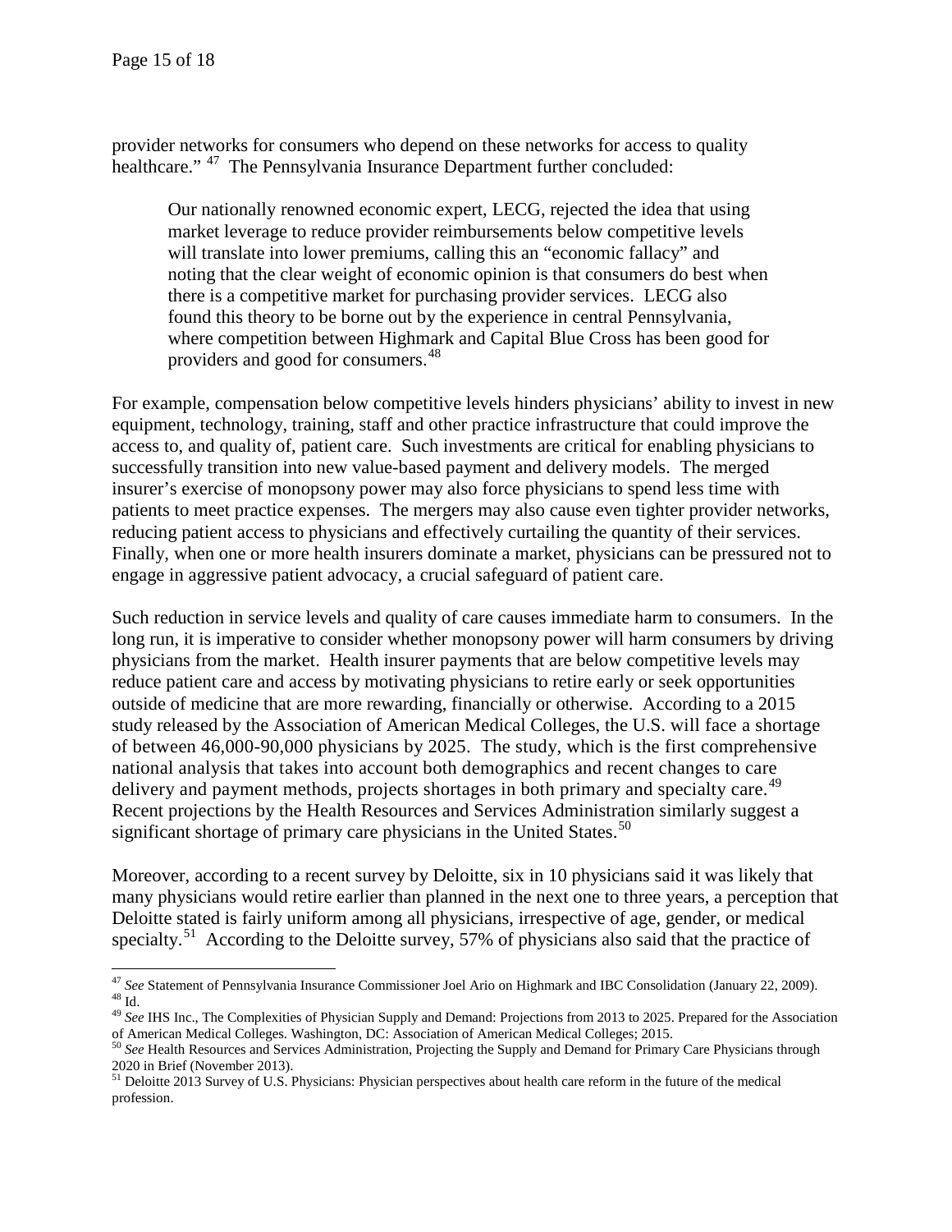provider networks for consumers who depend on these networks for access to quality healthcare." [47] The Pennsylvania Insurance Department further concluded:

> Our nationally renowned economic expert, LECG, rejected the idea that using market leverage to reduce provider reimbursements below competitive levels will translate into lower premiums, calling this an "economic fallacy" and noting that the clear weight of economic opinion is that consumers do best when there is a competitive market for purchasing provider services. LECG also found this theory to be borne out by the experience in central Pennsylvania, where competition between Highmark and Capital Blue Cross has been good for providers and good for consumers.[48]

For example, compensation below competitive levels hinders physicians' ability to invest in new equipment, technology, training, staff and other practice infrastructure that could improve the access to, and quality of, patient care. Such investments are critical for enabling physicians to successfully transition into new value-based payment and delivery models. The merged insurer's exercise of monopsony power may also force physicians to spend less time with patients to meet practice expenses. The mergers may also cause even tighter provider networks, reducing patient access to physicians and effectively curtailing the quantity of their services. Finally, when one or more health insurers dominate a market, physicians can be pressured not to engage in aggressive patient advocacy, a crucial safeguard of patient care.

Such reduction in service levels and quality of care causes immediate harm to consumers. In the long run, it is imperative to consider whether monopsony power will harm consumers by driving physicians from the market. Health insurer payments that are below competitive levels may reduce patient care and access by motivating physicians to retire early or seek opportunities outside of medicine that are more rewarding, financially or otherwise. According to a 2015 study released by the Association of American Medical Colleges, the U.S. will face a shortage of between 46,000-90,000 physicians by 2025. The study, which is the first comprehensive national analysis that takes into account both demographics and recent changes to care delivery and payment methods, projects shortages in both primary and specialty care.[49] Recent projections by the Health Resources and Services Administration similarly suggest a significant shortage of primary care physicians in the United States.[50]

Moreover, according to a recent survey by Deloitte, six in 10 physicians said it was likely that many physicians would retire earlier than planned in the next one to three years, a perception that Deloitte stated is fairly uniform among all physicians, irrespective of age, gender, or medical specialty.[51] According to the Deloitte survey, 57% of physicians also said that the practice of

---

[47] *See* Statement of Pennsylvania Insurance Commissioner Joel Ario on Highmark and IBC Consolidation (January 22, 2009).

[48] Id.

[49] *See* IHS Inc., The Complexities of Physician Supply and Demand: Projections from 2013 to 2025. Prepared for the Association of American Medical Colleges. Washington, DC: Association of American Medical Colleges; 2015.

[50] *See* Health Resources and Services Administration, Projecting the Supply and Demand for Primary Care Physicians through 2020 in Brief (November 2013).

[51] Deloitte 2013 Survey of U.S. Physicians: Physician perspectives about health care reform in the future of the medical profession.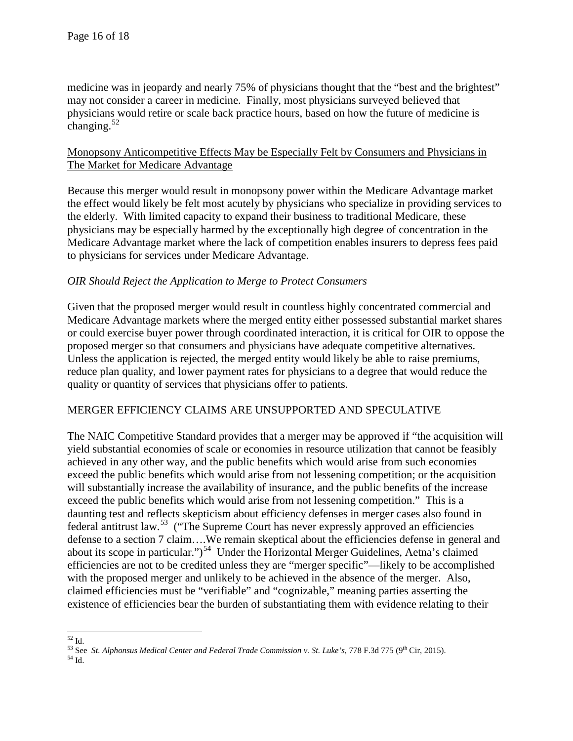medicine was in jeopardy and nearly 75% of physicians thought that the "best and the brightest" may not consider a career in medicine. Finally, most physicians surveyed believed that physicians would retire or scale back practice hours, based on how the future of medicine is changing.[52]

<u>Monopsony Anticompetitive Effects May be Especially Felt by Consumers and Physicians in The Market for Medicare Advantage</u>

Because this merger would result in monopsony power within the Medicare Advantage market the effect would likely be felt most acutely by physicians who specialize in providing services to the elderly. With limited capacity to expand their business to traditional Medicare, these physicians may be especially harmed by the exceptionally high degree of concentration in the Medicare Advantage market where the lack of competition enables insurers to depress fees paid to physicians for services under Medicare Advantage.

*OIR Should Reject the Application to Merge to Protect Consumers*

Given that the proposed merger would result in countless highly concentrated commercial and Medicare Advantage markets where the merged entity either possessed substantial market shares or could exercise buyer power through coordinated interaction, it is critical for OIR to oppose the proposed merger so that consumers and physicians have adequate competitive alternatives. Unless the application is rejected, the merged entity would likely be able to raise premiums, reduce plan quality, and lower payment rates for physicians to a degree that would reduce the quality or quantity of services that physicians offer to patients.

MERGER EFFICIENCY CLAIMS ARE UNSUPPORTED AND SPECULATIVE

The NAIC Competitive Standard provides that a merger may be approved if "the acquisition will yield substantial economies of scale or economies in resource utilization that cannot be feasibly achieved in any other way, and the public benefits which would arise from such economies exceed the public benefits which would arise from not lessening competition; or the acquisition will substantially increase the availability of insurance, and the public benefits of the increase exceed the public benefits which would arise from not lessening competition." This is a daunting test and reflects skepticism about efficiency defenses in merger cases also found in federal antitrust law.[53] ("The Supreme Court has never expressly approved an efficiencies defense to a section 7 claim….We remain skeptical about the efficiencies defense in general and about its scope in particular.")[54] Under the Horizontal Merger Guidelines, Aetna's claimed efficiencies are not to be credited unless they are "merger specific"—likely to be accomplished with the proposed merger and unlikely to be achieved in the absence of the merger. Also, claimed efficiencies must be "verifiable" and "cognizable," meaning parties asserting the existence of efficiencies bear the burden of substantiating them with evidence relating to their

---

[52] Id.

[53] See *St. Alphonsus Medical Center and Federal Trade Commission v. St. Luke's*, 778 F.3d 775 (9th Cir, 2015).

[54] Id.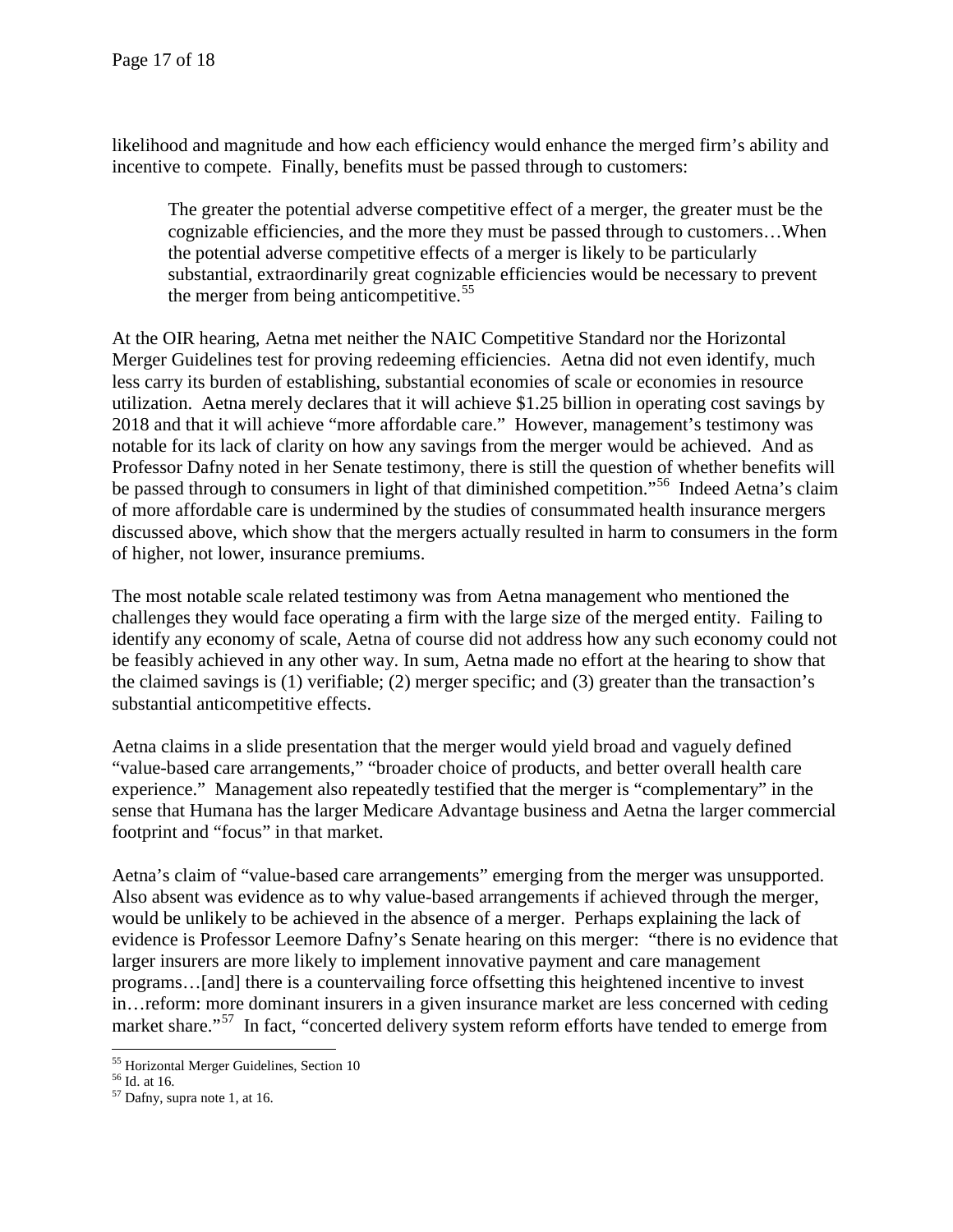likelihood and magnitude and how each efficiency would enhance the merged firm's ability and incentive to compete. Finally, benefits must be passed through to customers:

> The greater the potential adverse competitive effect of a merger, the greater must be the cognizable efficiencies, and the more they must be passed through to customers…When the potential adverse competitive effects of a merger is likely to be particularly substantial, extraordinarily great cognizable efficiencies would be necessary to prevent the merger from being anticompetitive.[55]

At the OIR hearing, Aetna met neither the NAIC Competitive Standard nor the Horizontal Merger Guidelines test for proving redeeming efficiencies. Aetna did not even identify, much less carry its burden of establishing, substantial economies of scale or economies in resource utilization. Aetna merely declares that it will achieve $1.25 billion in operating cost savings by 2018 and that it will achieve "more affordable care." However, management's testimony was notable for its lack of clarity on how any savings from the merger would be achieved. And as Professor Dafny noted in her Senate testimony, there is still the question of whether benefits will be passed through to consumers in light of that diminished competition."[56] Indeed Aetna's claim of more affordable care is undermined by the studies of consummated health insurance mergers discussed above, which show that the mergers actually resulted in harm to consumers in the form of higher, not lower, insurance premiums.

The most notable scale related testimony was from Aetna management who mentioned the challenges they would face operating a firm with the large size of the merged entity. Failing to identify any economy of scale, Aetna of course did not address how any such economy could not be feasibly achieved in any other way. In sum, Aetna made no effort at the hearing to show that the claimed savings is (1) verifiable; (2) merger specific; and (3) greater than the transaction's substantial anticompetitive effects.

Aetna claims in a slide presentation that the merger would yield broad and vaguely defined "value-based care arrangements," "broader choice of products, and better overall health care experience." Management also repeatedly testified that the merger is "complementary" in the sense that Humana has the larger Medicare Advantage business and Aetna the larger commercial footprint and "focus" in that market.

Aetna's claim of "value-based care arrangements" emerging from the merger was unsupported. Also absent was evidence as to why value-based arrangements if achieved through the merger, would be unlikely to be achieved in the absence of a merger. Perhaps explaining the lack of evidence is Professor Leemore Dafny's Senate hearing on this merger: "there is no evidence that larger insurers are more likely to implement innovative payment and care management programs…[and] there is a countervailing force offsetting this heightened incentive to invest in…reform: more dominant insurers in a given insurance market are less concerned with ceding market share."[57] In fact, "concerted delivery system reform efforts have tended to emerge from

---

[55] Horizontal Merger Guidelines, Section 10

[56] Id. at 16.

[57] Dafny, supra note 1, at 16.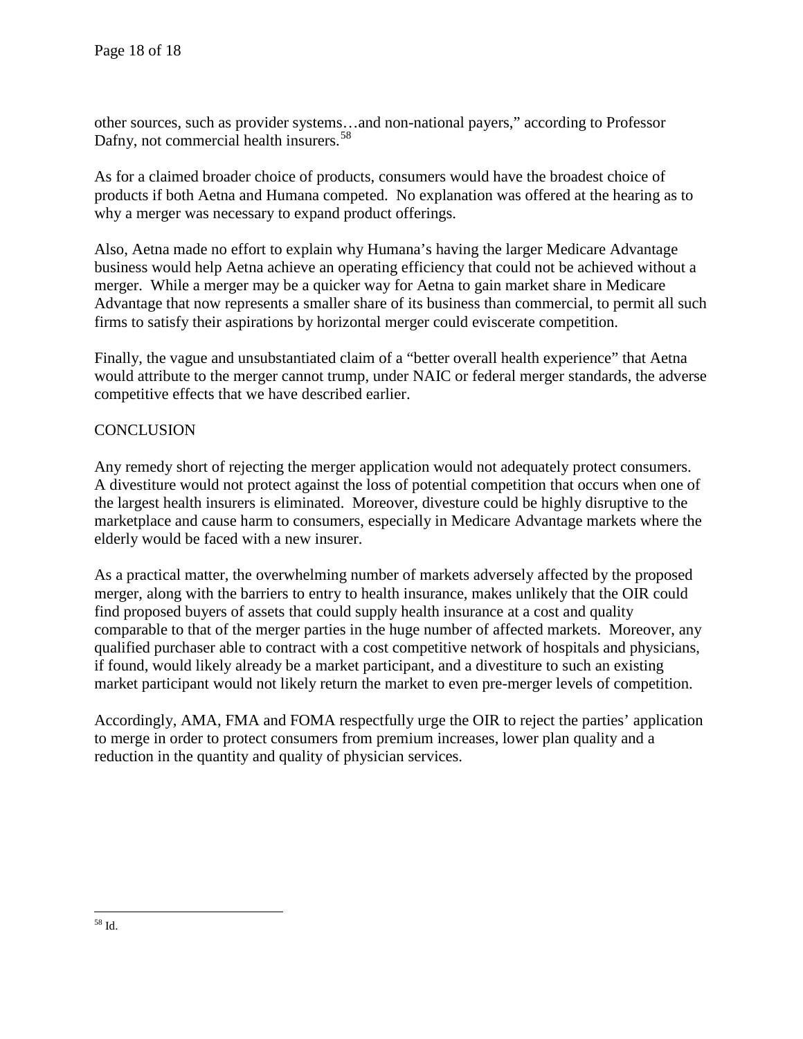other sources, such as provider systems…and non-national payers," according to Professor Dafny, not commercial health insurers.[58]

As for a claimed broader choice of products, consumers would have the broadest choice of products if both Aetna and Humana competed. No explanation was offered at the hearing as to why a merger was necessary to expand product offerings.

Also, Aetna made no effort to explain why Humana's having the larger Medicare Advantage business would help Aetna achieve an operating efficiency that could not be achieved without a merger. While a merger may be a quicker way for Aetna to gain market share in Medicare Advantage that now represents a smaller share of its business than commercial, to permit all such firms to satisfy their aspirations by horizontal merger could eviscerate competition.

Finally, the vague and unsubstantiated claim of a "better overall health experience" that Aetna would attribute to the merger cannot trump, under NAIC or federal merger standards, the adverse competitive effects that we have described earlier.

## CONCLUSION

Any remedy short of rejecting the merger application would not adequately protect consumers. A divestiture would not protect against the loss of potential competition that occurs when one of the largest health insurers is eliminated. Moreover, divesture could be highly disruptive to the marketplace and cause harm to consumers, especially in Medicare Advantage markets where the elderly would be faced with a new insurer.

As a practical matter, the overwhelming number of markets adversely affected by the proposed merger, along with the barriers to entry to health insurance, makes unlikely that the OIR could find proposed buyers of assets that could supply health insurance at a cost and quality comparable to that of the merger parties in the huge number of affected markets. Moreover, any qualified purchaser able to contract with a cost competitive network of hospitals and physicians, if found, would likely already be a market participant, and a divestiture to such an existing market participant would not likely return the market to even pre-merger levels of competition.

Accordingly, AMA, FMA and FOMA respectfully urge the OIR to reject the parties' application to merge in order to protect consumers from premium increases, lower plan quality and a reduction in the quantity and quality of physician services.

---

[58] Id.